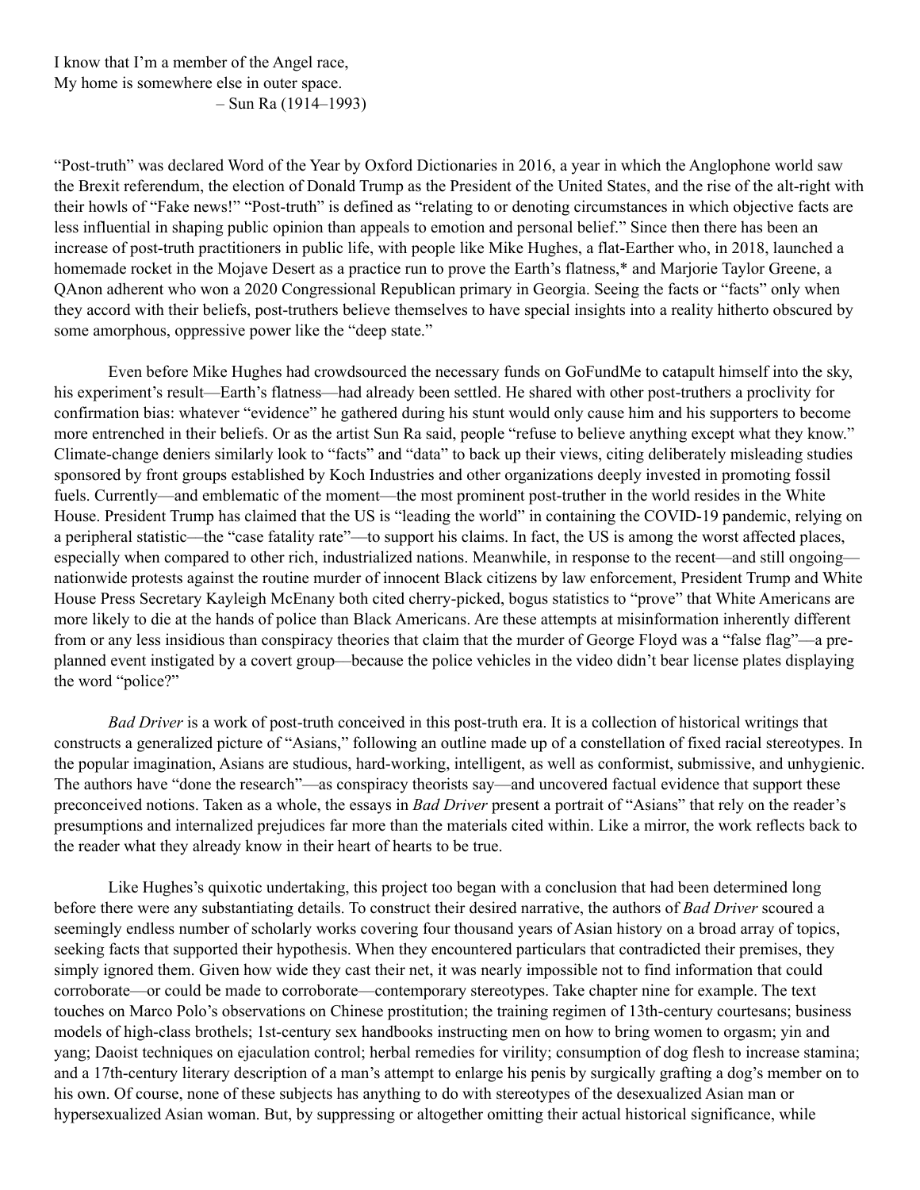I know that I'm a member of the Angel race,  
My home is somewhere else in outer space.  
– Sun Ra (1914–1993)

"Post-truth" was declared Word of the Year by Oxford Dictionaries in 2016, a year in which the Anglophone world saw the Brexit referendum, the election of Donald Trump as the President of the United States, and the rise of the alt-right with their howls of "Fake news!" "Post-truth" is defined as "relating to or denoting circumstances in which objective facts are less influential in shaping public opinion than appeals to emotion and personal belief." Since then there has been an increase of post-truth practitioners in public life, with people like Mike Hughes, a flat-Earther who, in 2018, launched a homemade rocket in the Mojave Desert as a practice run to prove the Earth's flatness,* and Marjorie Taylor Greene, a QAnon adherent who won a 2020 Congressional Republican primary in Georgia. Seeing the facts or "facts" only when they accord with their beliefs, post-truthers believe themselves to have special insights into a reality hitherto obscured by some amorphous, oppressive power like the "deep state."

Even before Mike Hughes had crowdsourced the necessary funds on GoFundMe to catapult himself into the sky, his experiment's result—Earth's flatness—had already been settled. He shared with other post-truthers a proclivity for confirmation bias: whatever "evidence" he gathered during his stunt would only cause him and his supporters to become more entrenched in their beliefs. Or as the artist Sun Ra said, people "refuse to believe anything except what they know." Climate-change deniers similarly look to "facts" and "data" to back up their views, citing deliberately misleading studies sponsored by front groups established by Koch Industries and other organizations deeply invested in promoting fossil fuels. Currently—and emblematic of the moment—the most prominent post-truther in the world resides in the White House. President Trump has claimed that the US is "leading the world" in containing the COVID-19 pandemic, relying on a peripheral statistic—the "case fatality rate"—to support his claims. In fact, the US is among the worst affected places, especially when compared to other rich, industrialized nations. Meanwhile, in response to the recent—and still ongoing—nationwide protests against the routine murder of innocent Black citizens by law enforcement, President Trump and White House Press Secretary Kayleigh McEnany both cited cherry-picked, bogus statistics to "prove" that White Americans are more likely to die at the hands of police than Black Americans. Are these attempts at misinformation inherently different from or any less insidious than conspiracy theories that claim that the murder of George Floyd was a "false flag"—a pre-planned event instigated by a covert group—because the police vehicles in the video didn't bear license plates displaying the word "police?"

*Bad Driver* is a work of post-truth conceived in this post-truth era. It is a collection of historical writings that constructs a generalized picture of "Asians," following an outline made up of a constellation of fixed racial stereotypes. In the popular imagination, Asians are studious, hard-working, intelligent, as well as conformist, submissive, and unhygienic. The authors have "done the research"—as conspiracy theorists say—and uncovered factual evidence that support these preconceived notions. Taken as a whole, the essays in *Bad Driver* present a portrait of "Asians" that rely on the reader's presumptions and internalized prejudices far more than the materials cited within. Like a mirror, the work reflects back to the reader what they already know in their heart of hearts to be true.

Like Hughes's quixotic undertaking, this project too began with a conclusion that had been determined long before there were any substantiating details. To construct their desired narrative, the authors of *Bad Driver* scoured a seemingly endless number of scholarly works covering four thousand years of Asian history on a broad array of topics, seeking facts that supported their hypothesis. When they encountered particulars that contradicted their premises, they simply ignored them. Given how wide they cast their net, it was nearly impossible not to find information that could corroborate—or could be made to corroborate—contemporary stereotypes. Take chapter nine for example. The text touches on Marco Polo's observations on Chinese prostitution; the training regimen of 13th-century courtesans; business models of high-class brothels; 1st-century sex handbooks instructing men on how to bring women to orgasm; yin and yang; Daoist techniques on ejaculation control; herbal remedies for virility; consumption of dog flesh to increase stamina; and a 17th-century literary description of a man's attempt to enlarge his penis by surgically grafting a dog's member on to his own. Of course, none of these subjects has anything to do with stereotypes of the desexualized Asian man or hypersexualized Asian woman. But, by suppressing or altogether omitting their actual historical significance, while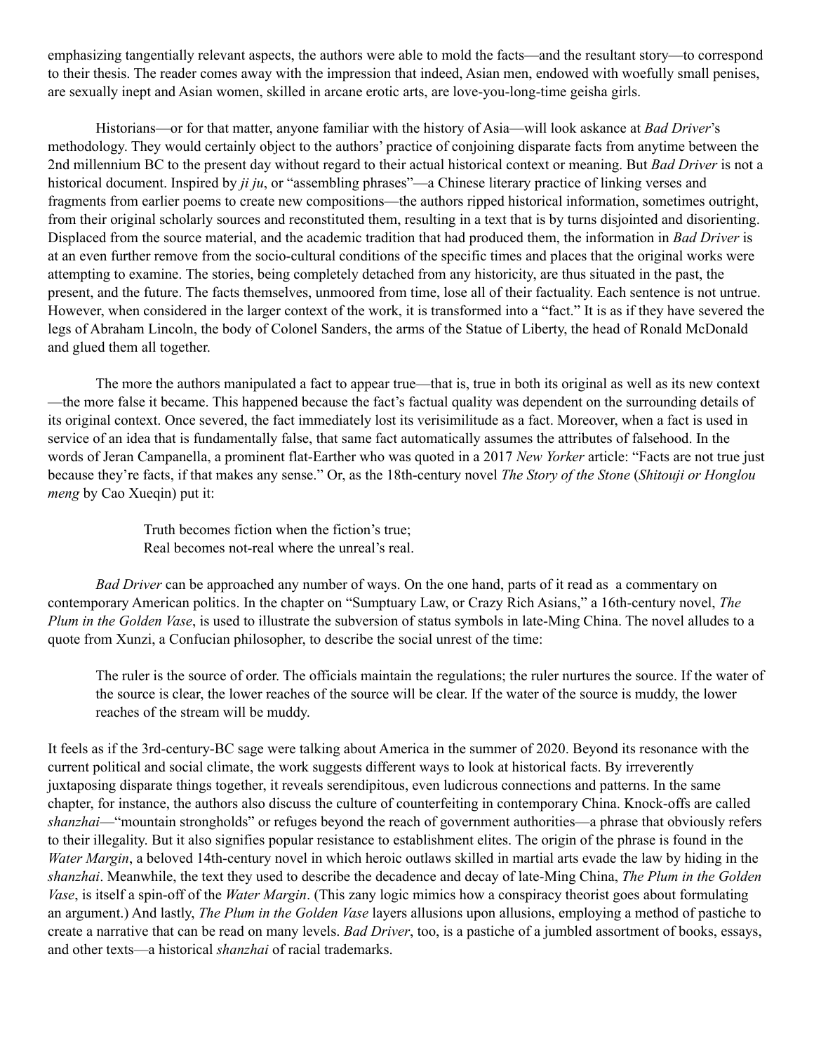emphasizing tangentially relevant aspects, the authors were able to mold the facts—and the resultant story—to correspond to their thesis. The reader comes away with the impression that indeed, Asian men, endowed with woefully small penises, are sexually inept and Asian women, skilled in arcane erotic arts, are love-you-long-time geisha girls.

Historians—or for that matter, anyone familiar with the history of Asia—will look askance at *Bad Driver*'s methodology. They would certainly object to the authors' practice of conjoining disparate facts from anytime between the 2nd millennium BC to the present day without regard to their actual historical context or meaning. But *Bad Driver* is not a historical document. Inspired by *ji ju*, or "assembling phrases"—a Chinese literary practice of linking verses and fragments from earlier poems to create new compositions—the authors ripped historical information, sometimes outright, from their original scholarly sources and reconstituted them, resulting in a text that is by turns disjointed and disorienting. Displaced from the source material, and the academic tradition that had produced them, the information in *Bad Driver* is at an even further remove from the socio-cultural conditions of the specific times and places that the original works were attempting to examine. The stories, being completely detached from any historicity, are thus situated in the past, the present, and the future. The facts themselves, unmoored from time, lose all of their factuality. Each sentence is not untrue. However, when considered in the larger context of the work, it is transformed into a "fact." It is as if they have severed the legs of Abraham Lincoln, the body of Colonel Sanders, the arms of the Statue of Liberty, the head of Ronald McDonald and glued them all together.

The more the authors manipulated a fact to appear true—that is, true in both its original as well as its new context—the more false it became. This happened because the fact's factual quality was dependent on the surrounding details of its original context. Once severed, the fact immediately lost its verisimilitude as a fact. Moreover, when a fact is used in service of an idea that is fundamentally false, that same fact automatically assumes the attributes of falsehood. In the words of Jeran Campanella, a prominent flat-Earther who was quoted in a 2017 *New Yorker* article: "Facts are not true just because they're facts, if that makes any sense." Or, as the 18th-century novel *The Story of the Stone* (*Shitouji or Honglou meng* by Cao Xueqin) put it:

> Truth becomes fiction when the fiction's true;
> Real becomes not-real where the unreal's real.

*Bad Driver* can be approached any number of ways. On the one hand, parts of it read as a commentary on contemporary American politics. In the chapter on "Sumptuary Law, or Crazy Rich Asians," a 16th-century novel, *The Plum in the Golden Vase*, is used to illustrate the subversion of status symbols in late-Ming China. The novel alludes to a quote from Xunzi, a Confucian philosopher, to describe the social unrest of the time:

> The ruler is the source of order. The officials maintain the regulations; the ruler nurtures the source. If the water of the source is clear, the lower reaches of the source will be clear. If the water of the source is muddy, the lower reaches of the stream will be muddy.

It feels as if the 3rd-century-BC sage were talking about America in the summer of 2020. Beyond its resonance with the current political and social climate, the work suggests different ways to look at historical facts. By irreverently juxtaposing disparate things together, it reveals serendipitous, even ludicrous connections and patterns. In the same chapter, for instance, the authors also discuss the culture of counterfeiting in contemporary China. Knock-offs are called *shanzhai*—"mountain strongholds" or refuges beyond the reach of government authorities—a phrase that obviously refers to their illegality. But it also signifies popular resistance to establishment elites. The origin of the phrase is found in the *Water Margin*, a beloved 14th-century novel in which heroic outlaws skilled in martial arts evade the law by hiding in the *shanzhai*. Meanwhile, the text they used to describe the decadence and decay of late-Ming China, *The Plum in the Golden Vase*, is itself a spin-off of the *Water Margin*. (This zany logic mimics how a conspiracy theorist goes about formulating an argument.) And lastly, *The Plum in the Golden Vase* layers allusions upon allusions, employing a method of pastiche to create a narrative that can be read on many levels. *Bad Driver*, too, is a pastiche of a jumbled assortment of books, essays, and other texts—a historical *shanzhai* of racial trademarks.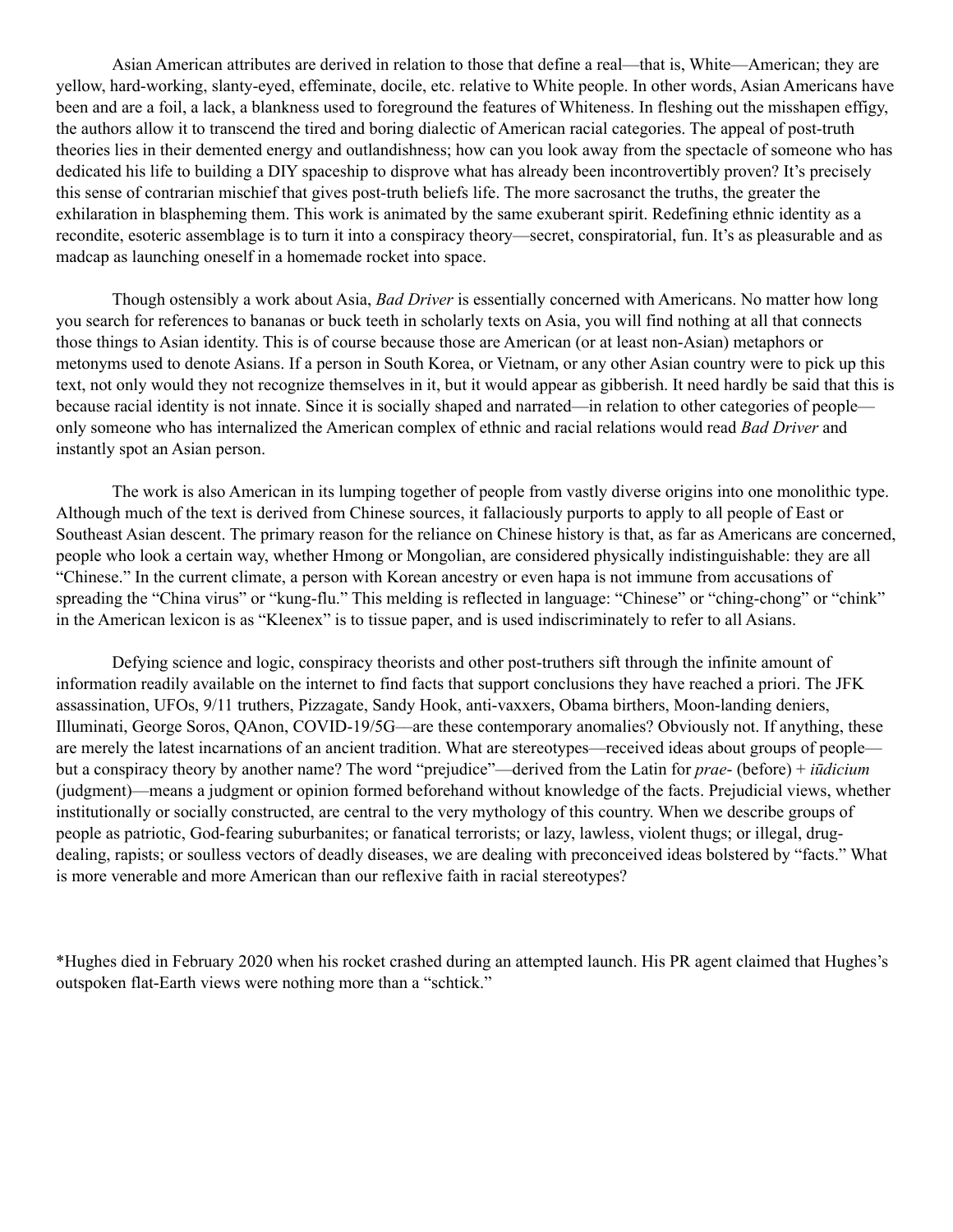Asian American attributes are derived in relation to those that define a real—that is, White—American; they are yellow, hard-working, slanty-eyed, effeminate, docile, etc. relative to White people. In other words, Asian Americans have been and are a foil, a lack, a blankness used to foreground the features of Whiteness. In fleshing out the misshapen effigy, the authors allow it to transcend the tired and boring dialectic of American racial categories. The appeal of post-truth theories lies in their demented energy and outlandishness; how can you look away from the spectacle of someone who has dedicated his life to building a DIY spaceship to disprove what has already been incontrovertibly proven? It's precisely this sense of contrarian mischief that gives post-truth beliefs life. The more sacrosanct the truths, the greater the exhilaration in blaspheming them. This work is animated by the same exuberant spirit. Redefining ethnic identity as a recondite, esoteric assemblage is to turn it into a conspiracy theory—secret, conspiratorial, fun. It's as pleasurable and as madcap as launching oneself in a homemade rocket into space.

Though ostensibly a work about Asia, *Bad Driver* is essentially concerned with Americans. No matter how long you search for references to bananas or buck teeth in scholarly texts on Asia, you will find nothing at all that connects those things to Asian identity. This is of course because those are American (or at least non-Asian) metaphors or metonyms used to denote Asians. If a person in South Korea, or Vietnam, or any other Asian country were to pick up this text, not only would they not recognize themselves in it, but it would appear as gibberish. It need hardly be said that this is because racial identity is not innate. Since it is socially shaped and narrated—in relation to other categories of people—only someone who has internalized the American complex of ethnic and racial relations would read *Bad Driver* and instantly spot an Asian person.

The work is also American in its lumping together of people from vastly diverse origins into one monolithic type. Although much of the text is derived from Chinese sources, it fallaciously purports to apply to all people of East or Southeast Asian descent. The primary reason for the reliance on Chinese history is that, as far as Americans are concerned, people who look a certain way, whether Hmong or Mongolian, are considered physically indistinguishable: they are all "Chinese." In the current climate, a person with Korean ancestry or even hapa is not immune from accusations of spreading the "China virus" or "kung-flu." This melding is reflected in language: "Chinese" or "ching-chong" or "chink" in the American lexicon is as "Kleenex" is to tissue paper, and is used indiscriminately to refer to all Asians.

Defying science and logic, conspiracy theorists and other post-truthers sift through the infinite amount of information readily available on the internet to find facts that support conclusions they have reached a priori. The JFK assassination, UFOs, 9/11 truthers, Pizzagate, Sandy Hook, anti-vaxxers, Obama birthers, Moon-landing deniers, Illuminati, George Soros, QAnon, COVID-19/5G—are these contemporary anomalies? Obviously not. If anything, these are merely the latest incarnations of an ancient tradition. What are stereotypes—received ideas about groups of people—but a conspiracy theory by another name? The word "prejudice"—derived from the Latin for *prae-* (before) + *iūdicium* (judgment)—means a judgment or opinion formed beforehand without knowledge of the facts. Prejudicial views, whether institutionally or socially constructed, are central to the very mythology of this country. When we describe groups of people as patriotic, God-fearing suburbanites; or fanatical terrorists; or lazy, lawless, violent thugs; or illegal, drug-dealing, rapists; or soulless vectors of deadly diseases, we are dealing with preconceived ideas bolstered by "facts." What is more venerable and more American than our reflexive faith in racial stereotypes?

*Hughes died in February 2020 when his rocket crashed during an attempted launch. His PR agent claimed that Hughes's outspoken flat-Earth views were nothing more than a "schtick."